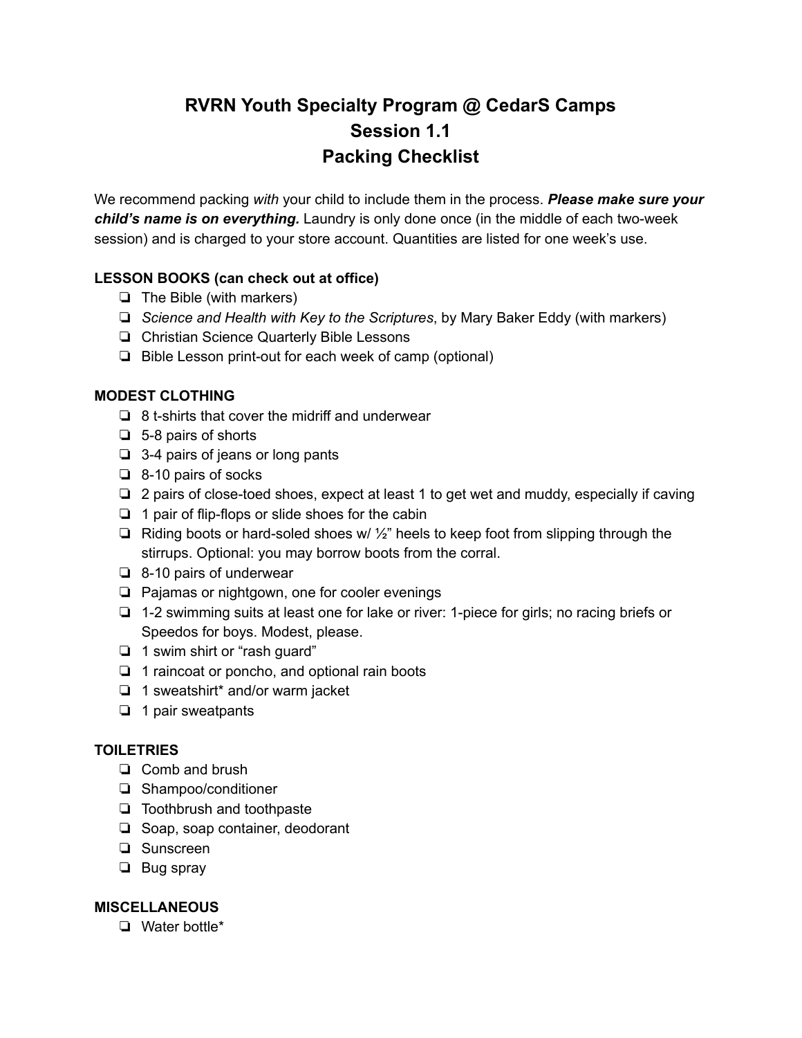# RVRN Youth Specialty Program @ CedarS Camps
# Session 1.1
# Packing Checklist

We recommend packing *with* your child to include them in the process. ***Please make sure your child's name is on everything.*** Laundry is only done once (in the middle of each two-week session) and is charged to your store account. Quantities are listed for one week's use.

**LESSON BOOKS (can check out at office)**

- ❏ The Bible (with markers)
- ❏ *Science and Health with Key to the Scriptures*, by Mary Baker Eddy (with markers)
- ❏ Christian Science Quarterly Bible Lessons
- ❏ Bible Lesson print-out for each week of camp (optional)

**MODEST CLOTHING**

- ❏ 8 t-shirts that cover the midriff and underwear
- ❏ 5-8 pairs of shorts
- ❏ 3-4 pairs of jeans or long pants
- ❏ 8-10 pairs of socks
- ❏ 2 pairs of close-toed shoes, expect at least 1 to get wet and muddy, especially if caving
- ❏ 1 pair of flip-flops or slide shoes for the cabin
- ❏ Riding boots or hard-soled shoes w/ ½" heels to keep foot from slipping through the stirrups. Optional: you may borrow boots from the corral.
- ❏ 8-10 pairs of underwear
- ❏ Pajamas or nightgown, one for cooler evenings
- ❏ 1-2 swimming suits at least one for lake or river: 1-piece for girls; no racing briefs or Speedos for boys. Modest, please.
- ❏ 1 swim shirt or "rash guard"
- ❏ 1 raincoat or poncho, and optional rain boots
- ❏ 1 sweatshirt* and/or warm jacket
- ❏ 1 pair sweatpants

**TOILETRIES**

- ❏ Comb and brush
- ❏ Shampoo/conditioner
- ❏ Toothbrush and toothpaste
- ❏ Soap, soap container, deodorant
- ❏ Sunscreen
- ❏ Bug spray

**MISCELLANEOUS**

- ❏ Water bottle*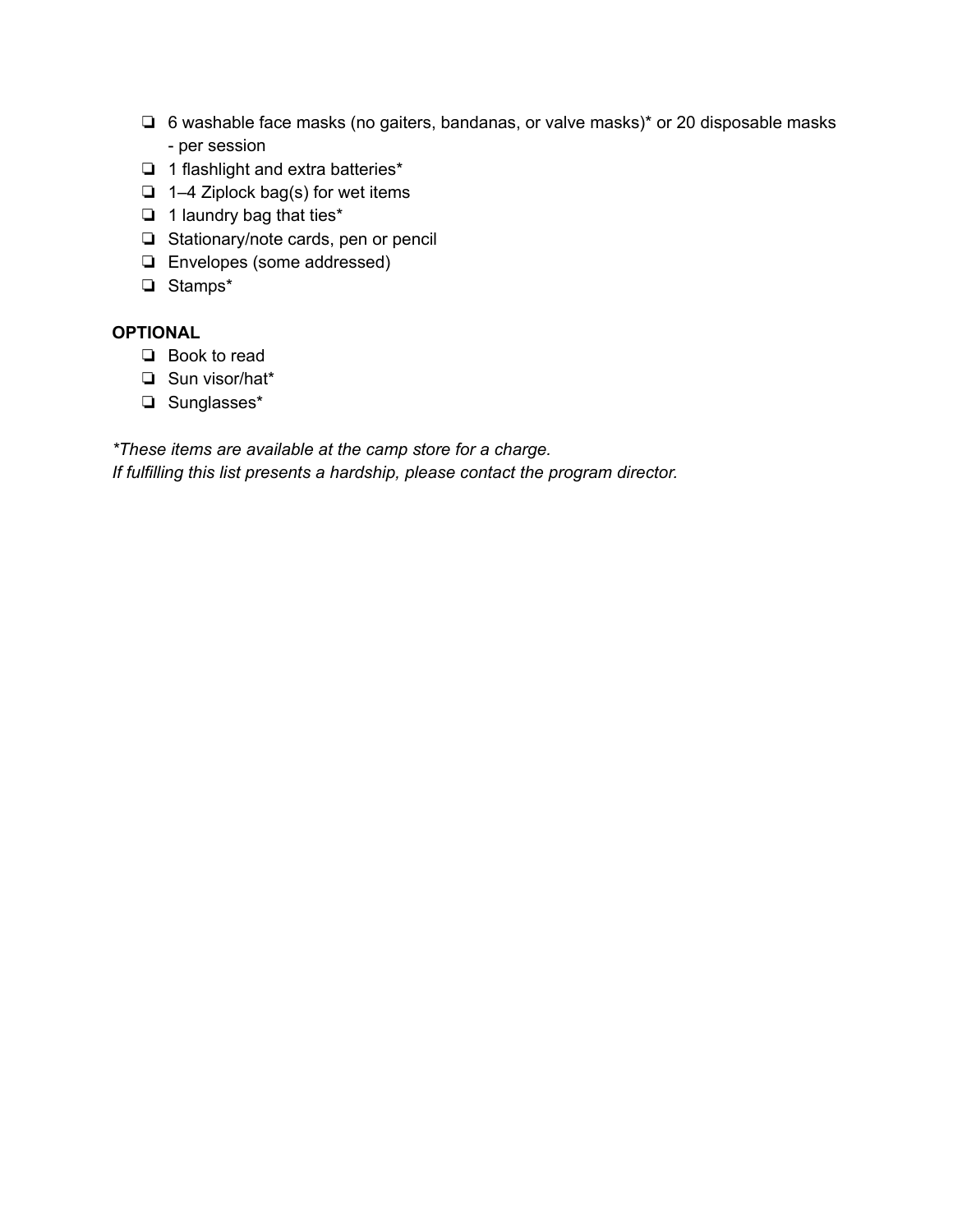- ❏ 6 washable face masks (no gaiters, bandanas, or valve masks)* or 20 disposable masks - per session
- ❏ 1 flashlight and extra batteries*
- ❏ 1–4 Ziplock bag(s) for wet items
- ❏ 1 laundry bag that ties*
- ❏ Stationary/note cards, pen or pencil
- ❏ Envelopes (some addressed)
- ❏ Stamps*

**OPTIONAL**

- ❏ Book to read
- ❏ Sun visor/hat*
- ❏ Sunglasses*

*\*These items are available at the camp store for a charge.*
*If fulfilling this list presents a hardship, please contact the program director.*